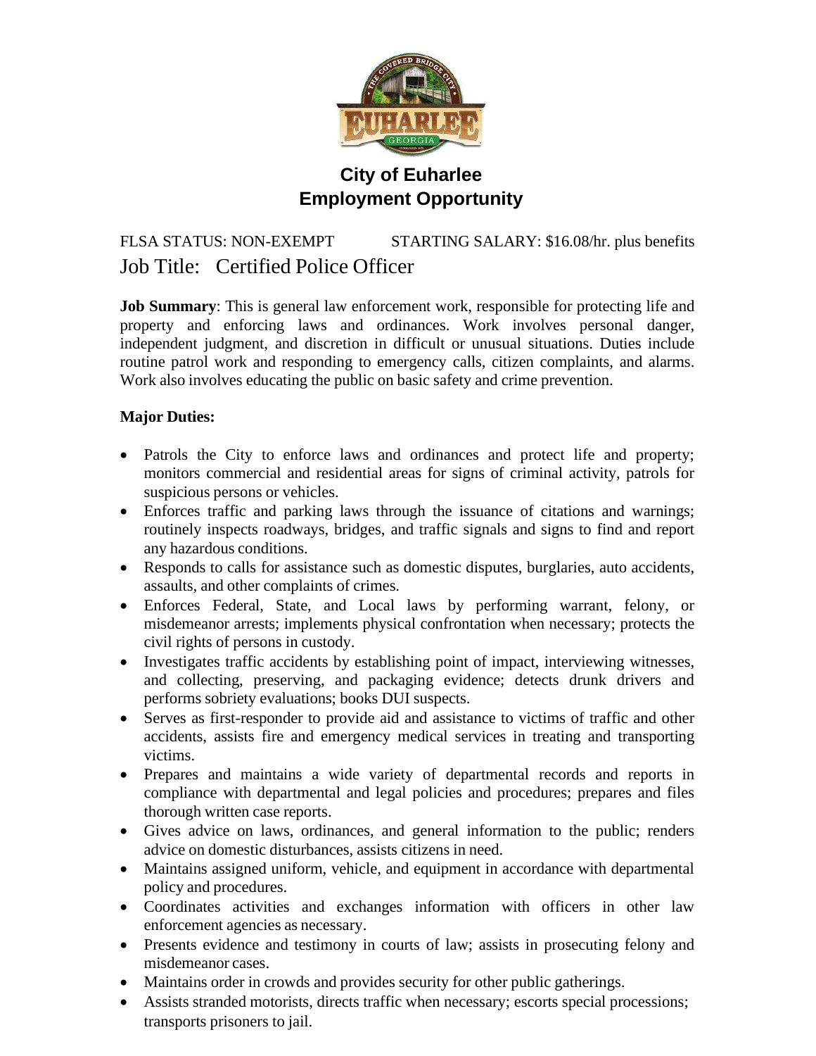# City of Euharlee
# Employment Opportunity

FLSA STATUS: NON-EXEMPT STARTING SALARY: $16.08/hr. plus benefits

## Job Title: Certified Police Officer

**Job Summary**: This is general law enforcement work, responsible for protecting life and property and enforcing laws and ordinances. Work involves personal danger, independent judgment, and discretion in difficult or unusual situations. Duties include routine patrol work and responding to emergency calls, citizen complaints, and alarms. Work also involves educating the public on basic safety and crime prevention.

**Major Duties:**

- Patrols the City to enforce laws and ordinances and protect life and property; monitors commercial and residential areas for signs of criminal activity, patrols for suspicious persons or vehicles.
- Enforces traffic and parking laws through the issuance of citations and warnings; routinely inspects roadways, bridges, and traffic signals and signs to find and report any hazardous conditions.
- Responds to calls for assistance such as domestic disputes, burglaries, auto accidents, assaults, and other complaints of crimes.
- Enforces Federal, State, and Local laws by performing warrant, felony, or misdemeanor arrests; implements physical confrontation when necessary; protects the civil rights of persons in custody.
- Investigates traffic accidents by establishing point of impact, interviewing witnesses, and collecting, preserving, and packaging evidence; detects drunk drivers and performs sobriety evaluations; books DUI suspects.
- Serves as first-responder to provide aid and assistance to victims of traffic and other accidents, assists fire and emergency medical services in treating and transporting victims.
- Prepares and maintains a wide variety of departmental records and reports in compliance with departmental and legal policies and procedures; prepares and files thorough written case reports.
- Gives advice on laws, ordinances, and general information to the public; renders advice on domestic disturbances, assists citizens in need.
- Maintains assigned uniform, vehicle, and equipment in accordance with departmental policy and procedures.
- Coordinates activities and exchanges information with officers in other law enforcement agencies as necessary.
- Presents evidence and testimony in courts of law; assists in prosecuting felony and misdemeanor cases.
- Maintains order in crowds and provides security for other public gatherings.
- Assists stranded motorists, directs traffic when necessary; escorts special processions; transports prisoners to jail.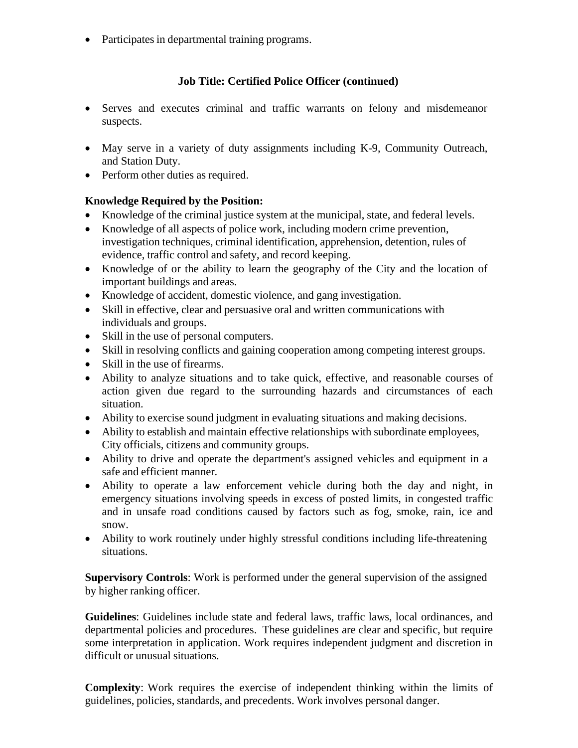- Participates in departmental training programs.

## Job Title: Certified Police Officer (continued)

- Serves and executes criminal and traffic warrants on felony and misdemeanor suspects.
- May serve in a variety of duty assignments including K-9, Community Outreach, and Station Duty.
- Perform other duties as required.

**Knowledge Required by the Position:**

- Knowledge of the criminal justice system at the municipal, state, and federal levels.
- Knowledge of all aspects of police work, including modern crime prevention, investigation techniques, criminal identification, apprehension, detention, rules of evidence, traffic control and safety, and record keeping.
- Knowledge of or the ability to learn the geography of the City and the location of important buildings and areas.
- Knowledge of accident, domestic violence, and gang investigation.
- Skill in effective, clear and persuasive oral and written communications with individuals and groups.
- Skill in the use of personal computers.
- Skill in resolving conflicts and gaining cooperation among competing interest groups.
- Skill in the use of firearms.
- Ability to analyze situations and to take quick, effective, and reasonable courses of action given due regard to the surrounding hazards and circumstances of each situation.
- Ability to exercise sound judgment in evaluating situations and making decisions.
- Ability to establish and maintain effective relationships with subordinate employees, City officials, citizens and community groups.
- Ability to drive and operate the department's assigned vehicles and equipment in a safe and efficient manner.
- Ability to operate a law enforcement vehicle during both the day and night, in emergency situations involving speeds in excess of posted limits, in congested traffic and in unsafe road conditions caused by factors such as fog, smoke, rain, ice and snow.
- Ability to work routinely under highly stressful conditions including life-threatening situations.

**Supervisory Controls**: Work is performed under the general supervision of the assigned by higher ranking officer.

**Guidelines**: Guidelines include state and federal laws, traffic laws, local ordinances, and departmental policies and procedures. These guidelines are clear and specific, but require some interpretation in application. Work requires independent judgment and discretion in difficult or unusual situations.

**Complexity**: Work requires the exercise of independent thinking within the limits of guidelines, policies, standards, and precedents. Work involves personal danger.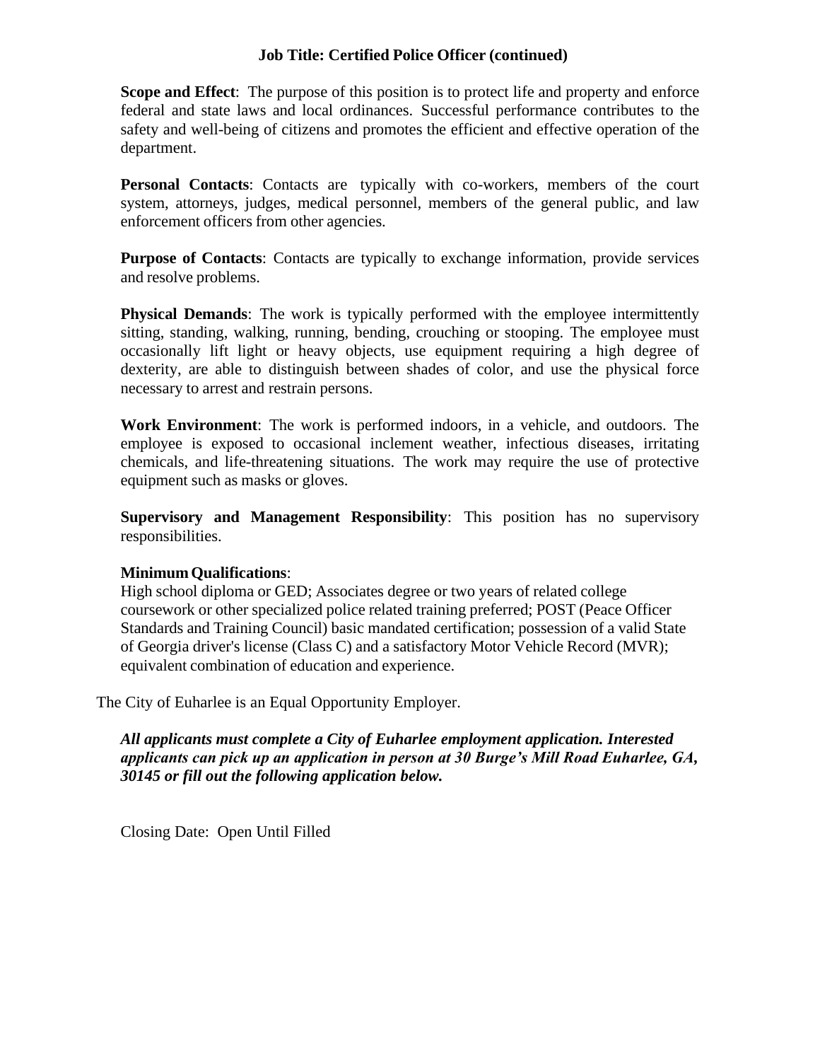**Job Title: Certified Police Officer (continued)**

**Scope and Effect**: The purpose of this position is to protect life and property and enforce federal and state laws and local ordinances. Successful performance contributes to the safety and well-being of citizens and promotes the efficient and effective operation of the department.

**Personal Contacts**: Contacts are typically with co-workers, members of the court system, attorneys, judges, medical personnel, members of the general public, and law enforcement officers from other agencies.

**Purpose of Contacts**: Contacts are typically to exchange information, provide services and resolve problems.

**Physical Demands**: The work is typically performed with the employee intermittently sitting, standing, walking, running, bending, crouching or stooping. The employee must occasionally lift light or heavy objects, use equipment requiring a high degree of dexterity, are able to distinguish between shades of color, and use the physical force necessary to arrest and restrain persons.

**Work Environment**: The work is performed indoors, in a vehicle, and outdoors. The employee is exposed to occasional inclement weather, infectious diseases, irritating chemicals, and life-threatening situations. The work may require the use of protective equipment such as masks or gloves.

**Supervisory and Management Responsibility**: This position has no supervisory responsibilities.

**Minimum Qualifications**:
High school diploma or GED; Associates degree or two years of related college coursework or other specialized police related training preferred; POST (Peace Officer Standards and Training Council) basic mandated certification; possession of a valid State of Georgia driver's license (Class C) and a satisfactory Motor Vehicle Record (MVR); equivalent combination of education and experience.

The City of Euharlee is an Equal Opportunity Employer.

***All applicants must complete a City of Euharlee employment application. Interested applicants can pick up an application in person at 30 Burge's Mill Road Euharlee, GA, 30145 or fill out the following application below.***

Closing Date: Open Until Filled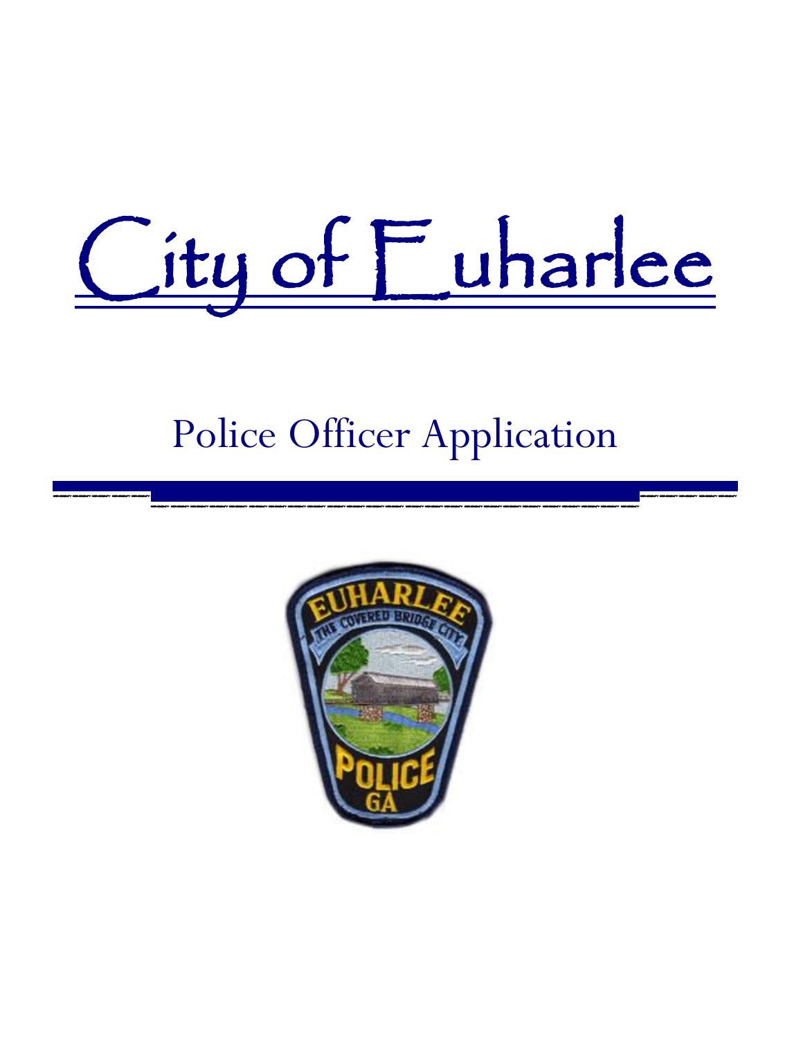# City of Euharlee

## Police Officer Application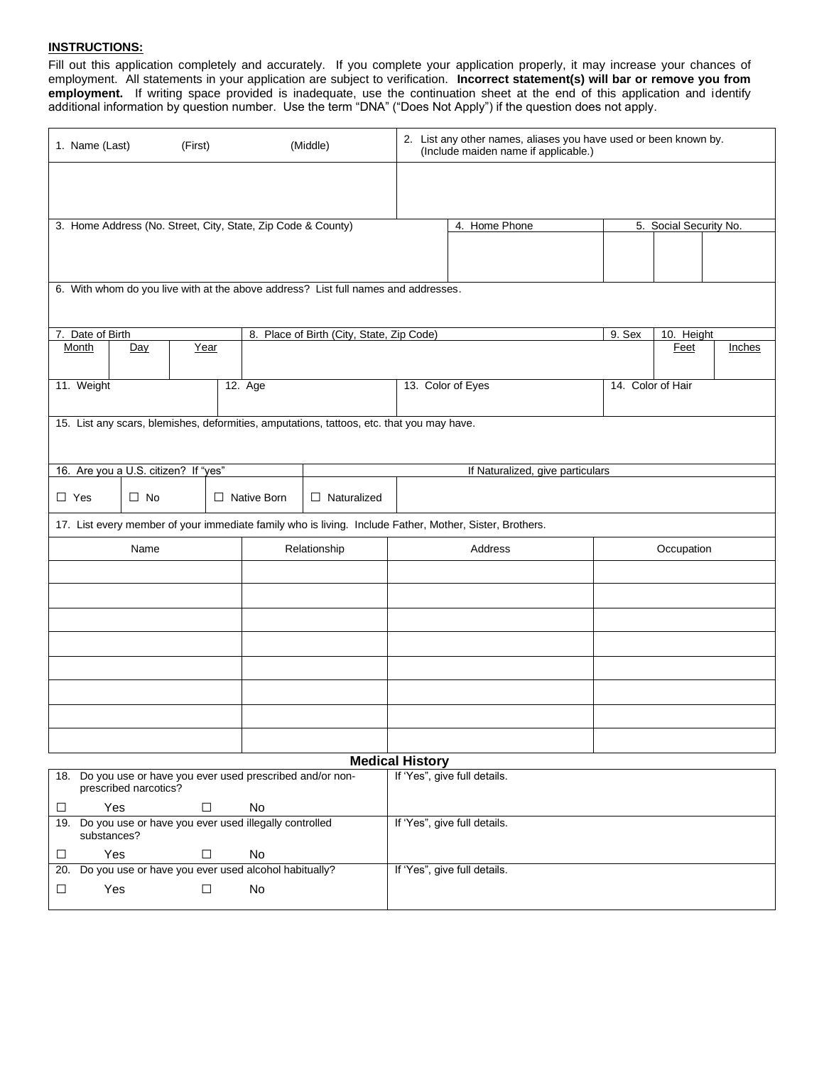**INSTRUCTIONS:**

Fill out this application completely and accurately. If you complete your application properly, it may increase your chances of employment. All statements in your application are subject to verification. **Incorrect statement(s) will bar or remove you from employment.** If writing space provided is inadequate, use the continuation sheet at the end of this application and identify additional information by question number. Use the term “DNA” (“Does Not Apply”) if the question does not apply.

| 1. Name (Last) (First) (Middle) | 2. List any other names, aliases you have used or been known by. (Include maiden name if applicable.) |
|---|---|
| | |

| 3. Home Address (No. Street, City, State, Zip Code & County) | 4. Home Phone | 5. Social Security No. | | |
|---|---|---|---|---|
| | | | | |

6. With whom do you live with at the above address? List full names and addresses.

| 7. Date of Birth | | | 8. Place of Birth (City, State, Zip Code) | 9. Sex | 10. Height | |
|---|---|---|---|---|---|---|
| Month | Day | Year | | | Feet | Inches |
| | | | | | | |

| 11. Weight | 12. Age | 13. Color of Eyes | 14. Color of Hair |
|---|---|---|---|
| | | | |

15. List any scars, blemishes, deformities, amputations, tattoos, etc. that you may have.

| 16. Are you a U.S. citizen? If “yes” | | | | If Naturalized, give particulars |
|---|---|---|---|---|
| ☐ Yes | ☐ No | ☐ Native Born | ☐ Naturalized | |

17. List every member of your immediate family who is living. Include Father, Mother, Sister, Brothers.

| Name | Relationship | Address | Occupation |
|---|---|---|---|
| | | | |
| | | | |
| | | | |
| | | | |
| | | | |
| | | | |
| | | | |
| | | | |

## Medical History

| Question | Details |
|---|---|
| 18. Do you use or have you ever used prescribed and/or non-prescribed narcotics? ☐ Yes ☐ No | If ‘Yes”, give full details. |
| 19. Do you use or have you ever used illegally controlled substances? ☐ Yes ☐ No | If ‘Yes”, give full details. |
| 20. Do you use or have you ever used alcohol habitually? ☐ Yes ☐ No | If ‘Yes”, give full details. |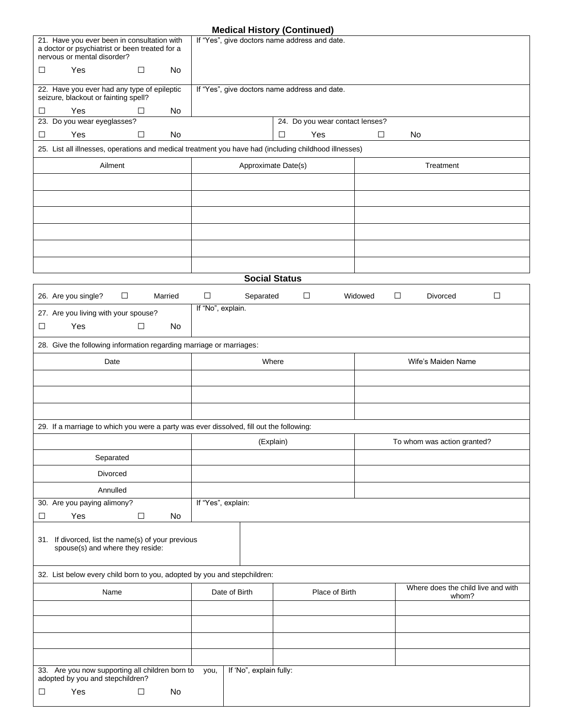## Medical History (Continued)

| 21. Have you ever been in consultation with a doctor or psychiatrist or been treated for a nervous or mental disorder? ☐ Yes ☐ No | If "Yes", give doctors name address and date. |
|---|---|

| 22. Have you ever had any type of epileptic seizure, blackout or fainting spell? ☐ Yes ☐ No | If "Yes", give doctors name address and date. |
|---|---|

| 23. Do you wear eyeglasses? ☐ Yes ☐ No | 24. Do you wear contact lenses? ☐ Yes ☐ No |
|---|---|

25. List all illnesses, operations and medical treatment you have had (including childhood illnesses)

| Ailment | Approximate Date(s) | Treatment |
|---|---|---|
| | | |
| | | |
| | | |
| | | |
| | | |
| | | |

## Social Status

26. Are you single? ☐ Married ☐ Separated ☐ Widowed ☐ Divorced ☐

| 27. Are you living with your spouse? ☐ Yes ☐ No | If "No", explain. |
|---|---|

28. Give the following information regarding marriage or marriages:

| Date | Where | Wife's Maiden Name |
|---|---|---|
| | | |
| | | |
| | | |

29. If a marriage to which you were a party was ever dissolved, fill out the following:

| | (Explain) | To whom was action granted? |
|---|---|---|
| Separated | | |
| Divorced | | |
| Annulled | | |

| 30. Are you paying alimony? ☐ Yes ☐ No | If "Yes", explain: |
|---|---|

| 31. If divorced, list the name(s) of your previous spouse(s) and where they reside: | |
|---|---|

32. List below every child born to you, adopted by you and stepchildren:

| Name | Date of Birth | Place of Birth | Where does the child live and with whom? |
|---|---|---|---|
| | | | |
| | | | |
| | | | |
| | | | |

| 33. Are you now supporting all children born to you, adopted by you and stepchildren? ☐ Yes ☐ No | If 'No", explain fully: |
|---|---|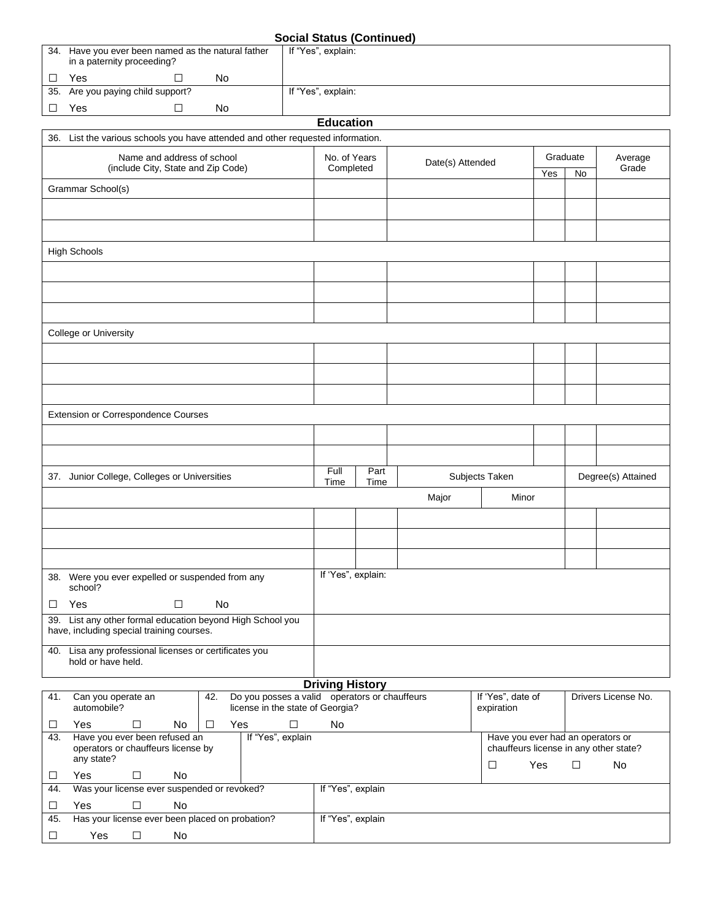## Social Status (Continued)

| | |
|---|---|
| 34. Have you ever been named as the natural father in a paternity proceeding?<br>☐ Yes ☐ No | If "Yes", explain: |
| 35. Are you paying child support?<br>☐ Yes ☐ No | If "Yes", explain: |

## Education

36. List the various schools you have attended and other requested information.

| Name and address of school (include City, State and Zip Code) | No. of Years Completed | Date(s) Attended | Graduate | | Average Grade |
|---|---|---|---|---|---|
| | | | Yes | No | |
| Grammar School(s) | | | | | |
| | | | | | |
| | | | | | |
| High Schools | | | | | |
| | | | | | |
| | | | | | |
| | | | | | |
| College or University | | | | | |
| | | | | | |
| | | | | | |
| | | | | | |
| Extension or Correspondence Courses | | | | | |
| | | | | | |
| | | | | | |

| 37. Junior College, Colleges or Universities | Full Time | Part Time | Subjects Taken | | Degree(s) Attained |
|---|---|---|---|---|---|
| | | | Major | Minor | |
| | | | | | |
| | | | | | |
| | | | | | |

| | |
|---|---|
| 38. Were you ever expelled or suspended from any school?<br>☐ Yes ☐ No | If 'Yes", explain: |
| 39. List any other formal education beyond High School you have, including special training courses. | |
| 40. Lisa any professional licenses or certificates you hold or have held. | |

## Driving History

| | | | |
|---|---|---|---|
| 41. Can you operate an automobile?<br>☐ Yes ☐ No | 42. Do you posses a valid operators or chauffeurs license in the state of Georgia?<br>☐ Yes ☐ No | If 'Yes", date of expiration | Drivers License No. |
| 43. Have you ever been refused an operators or chauffeurs license by any state?<br>☐ Yes ☐ No | If "Yes", explain | Have you ever had an operators or chauffeurs license in any other state?<br>☐ Yes ☐ No | |
| 44. Was your license ever suspended or revoked?<br>☐ Yes ☐ No | If "Yes", explain | | |
| 45. Has your license ever been placed on probation?<br>☐ Yes ☐ No | If "Yes", explain | | |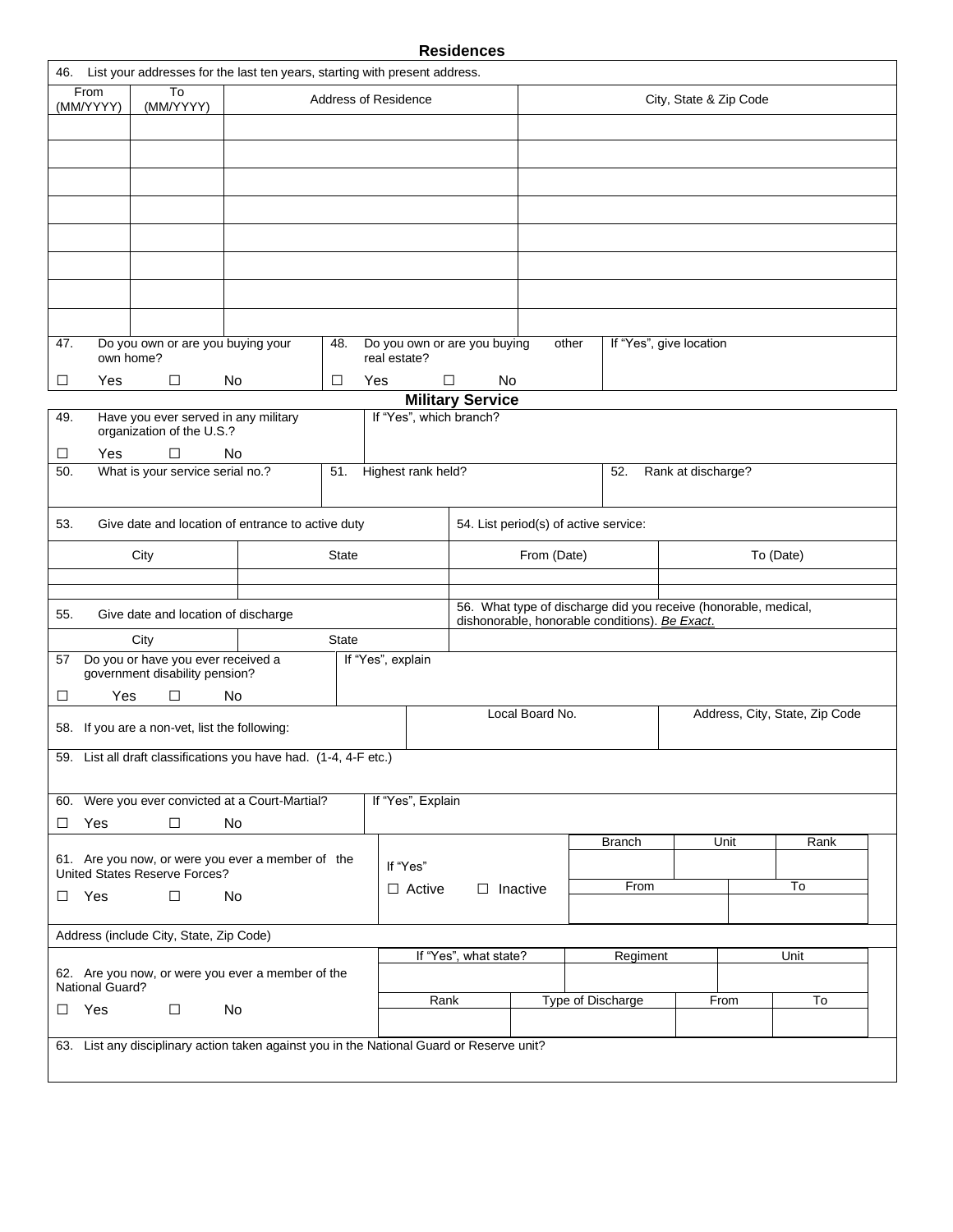## Residences

46. List your addresses for the last ten years, starting with present address.

| From (MM/YYYY) | To (MM/YYYY) | Address of Residence | City, State & Zip Code |
|---|---|---|---|
| | | | |
| | | | |
| | | | |
| | | | |
| | | | |
| | | | |
| | | | |
| | | | |

47. Do you own or are you buying your own home?

☐ Yes ☐ No

48. Do you own or are you buying other real estate?

☐ Yes ☐ No

If "Yes", give location

## Military Service

49. Have you ever served in any military organization of the U.S.?

☐ Yes ☐ No

If "Yes", which branch?

50. What is your service serial no.?

51. Highest rank held?

52. Rank at discharge?

53. Give date and location of entrance to active duty

| City | State |
|---|---|
| | |
| | |

54. List period(s) of active service:

| From (Date) | To (Date) |
|---|---|
| | |
| | |

55. Give date and location of discharge

| City | State |
|---|---|
| | |

56. What type of discharge did you receive (honorable, medical, dishonorable, honorable conditions). *Be Exact*.

57 Do you or have you ever received a government disability pension?

☐ Yes ☐ No

If "Yes", explain

58. If you are a non-vet, list the following:

| Local Board No. | Address, City, State, Zip Code |
|---|---|
| | |

59. List all draft classifications you have had. (1-4, 4-F etc.)

60. Were you ever convicted at a Court-Martial?

☐ Yes ☐ No

If "Yes", Explain

61. Are you now, or were you ever a member of the United States Reserve Forces?

☐ Yes ☐ No

If "Yes"

☐ Active ☐ Inactive

| Branch | Unit | Rank |
|---|---|---|
| | | |

| From | To |
|---|---|
| | |

Address (include City, State, Zip Code)

62. Are you now, or were you ever a member of the National Guard?

☐ Yes ☐ No

| If "Yes", what state? | Regiment | Unit |
|---|---|---|
| | | |

| Rank | Type of Discharge | From | To |
|---|---|---|---|
| | | | |

63. List any disciplinary action taken against you in the National Guard or Reserve unit?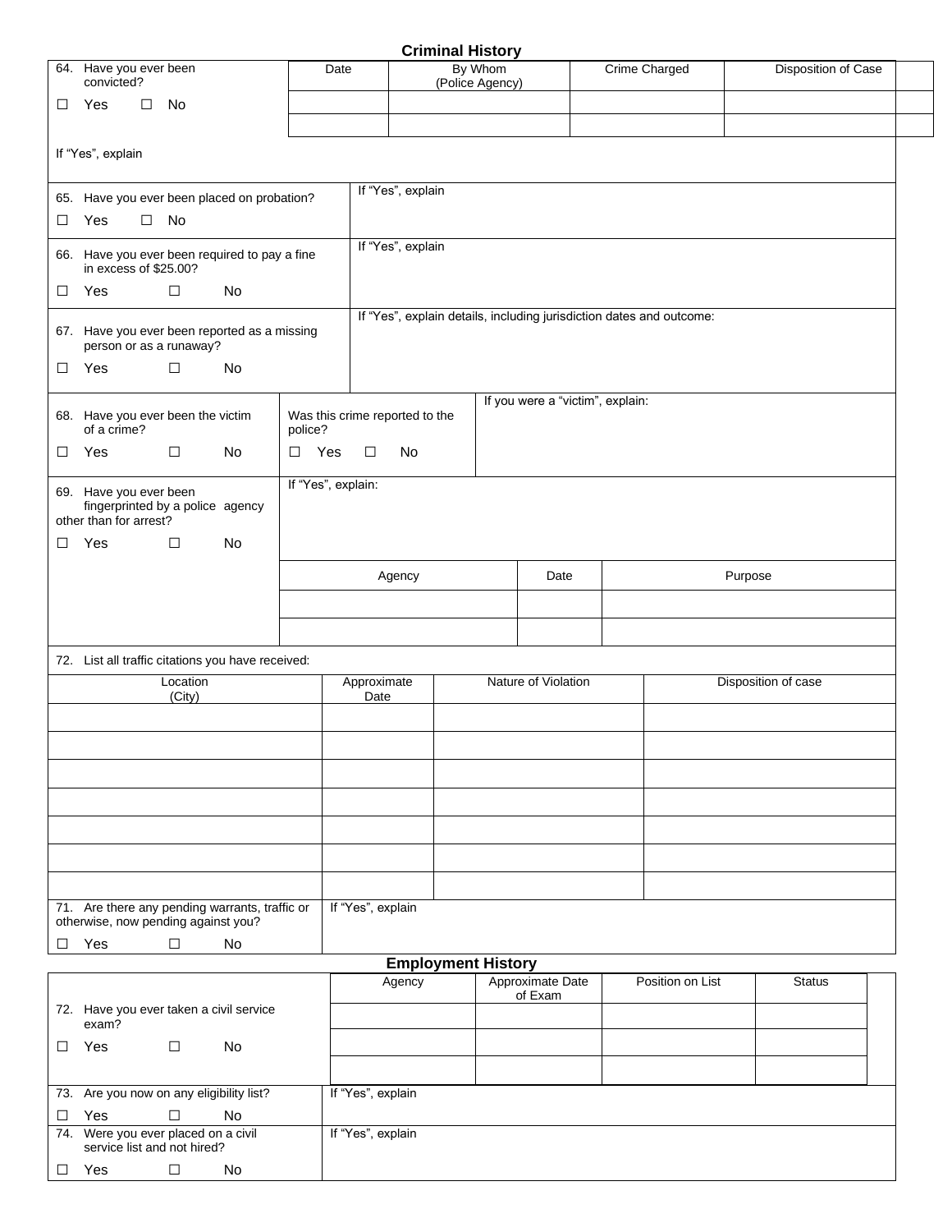## Criminal History

| 64. Have you ever been convicted? | Date | By Whom (Police Agency) | Crime Charged | Disposition of Case |
|---|---|---|---|---|
| ☐ Yes ☐ No | | | | |
| | | | | |

If "Yes", explain

| 65. Have you ever been placed on probation? ☐ Yes ☐ No | If "Yes", explain |
|---|---|

| 66. Have you ever been required to pay a fine in excess of $25.00? ☐ Yes ☐ No | If "Yes", explain |
|---|---|

| 67. Have you ever been reported as a missing person or as a runaway? ☐ Yes ☐ No | If "Yes", explain details, including jurisdiction dates and outcome: |
|---|---|

| 68. Have you ever been the victim of a crime? ☐ Yes ☐ No | Was this crime reported to the police? ☐ Yes ☐ No | If you were a "victim", explain: |
|---|---|---|

69. Have you ever been fingerprinted by a police agency other than for arrest?

☐ Yes ☐ No

If "Yes", explain:

| Agency | Date | Purpose |
|---|---|---|
| | | |
| | | |

72. List all traffic citations you have received:

| Location (City) | Approximate Date | Nature of Violation | Disposition of case |
|---|---|---|---|
| | | | |
| | | | |
| | | | |
| | | | |
| | | | |
| | | | |
| | | | |

| 71. Are there any pending warrants, traffic or otherwise, now pending against you? ☐ Yes ☐ No | If "Yes", explain |
|---|---|

## Employment History

72. Have you ever taken a civil service exam?

☐ Yes ☐ No

| Agency | Approximate Date of Exam | Position on List | Status |
|---|---|---|---|
| | | | |
| | | | |
| | | | |

| 73. Are you now on any eligibility list? ☐ Yes ☐ No | If "Yes", explain |
|---|---|
| 74. Were you ever placed on a civil service list and not hired? ☐ Yes ☐ No | If "Yes", explain |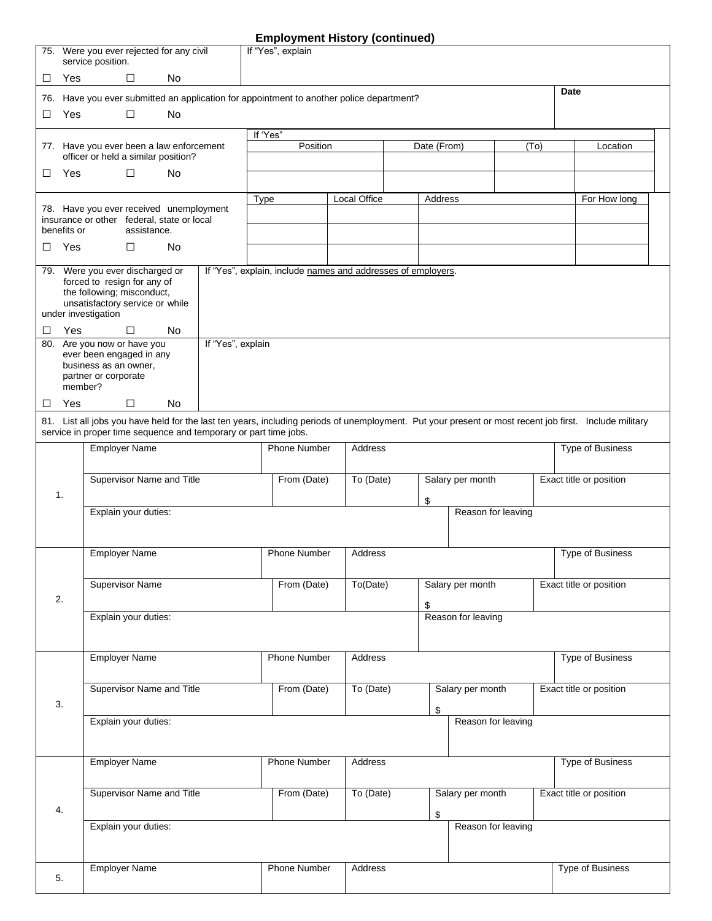## Employment History (continued)

| | |
|---|---|
| 75. Were you ever rejected for any civil service position.<br>☐ Yes ☐ No | If "Yes", explain |
| 76. Have you ever submitted an application for appointment to another police department?<br>☐ Yes ☐ No | Date |

77. Have you ever been a law enforcement officer or held a similar position?

☐ Yes ☐ No

If 'Yes"

| Position | Date (From) | (To) | Location |
|---|---|---|---|
| | | | |
| | | | |

78. Have you ever received unemployment insurance or other federal, state or local benefits or assistance.

☐ Yes ☐ No

| Type | Local Office | Address | For How long |
|---|---|---|---|
| | | | |
| | | | |
| | | | |

| | |
|---|---|
| 79. Were you ever discharged or forced to resign for any of the following; misconduct, unsatisfactory service or while under investigation<br>☐ Yes ☐ No | If "Yes", explain, include names and addresses of employers. |
| 80. Are you now or have you ever been engaged in any business as an owner, partner or corporate member?<br>☐ Yes ☐ No | If "Yes", explain |

81. List all jobs you have held for the last ten years, including periods of unemployment. Put your present or most recent job first. Include military service in proper time sequence and temporary or part time jobs.

| | | | | | | |
|---|---|---|---|---|---|---|
| 1. | Employer Name | Phone Number | Address | | | Type of Business |
| | Supervisor Name and Title | From (Date) | To (Date) | Salary per month<br>$ | | Exact title or position |
| | Explain your duties: | | | | Reason for leaving | |
| 2. | Employer Name | Phone Number | Address | | | Type of Business |
| | Supervisor Name | From (Date) | To(Date) | Salary per month<br>$ | | Exact title or position |
| | Explain your duties: | | | Reason for leaving | | |
| 3. | Employer Name | Phone Number | Address | | | Type of Business |
| | Supervisor Name and Title | From (Date) | To (Date) | Salary per month<br>$ | | Exact title or position |
| | Explain your duties: | | | | Reason for leaving | |
| 4. | Employer Name | Phone Number | Address | | | Type of Business |
| | Supervisor Name and Title | From (Date) | To (Date) | Salary per month<br>$ | | Exact title or position |
| | Explain your duties: | | | | Reason for leaving | |
| 5. | Employer Name | Phone Number | Address | | | Type of Business |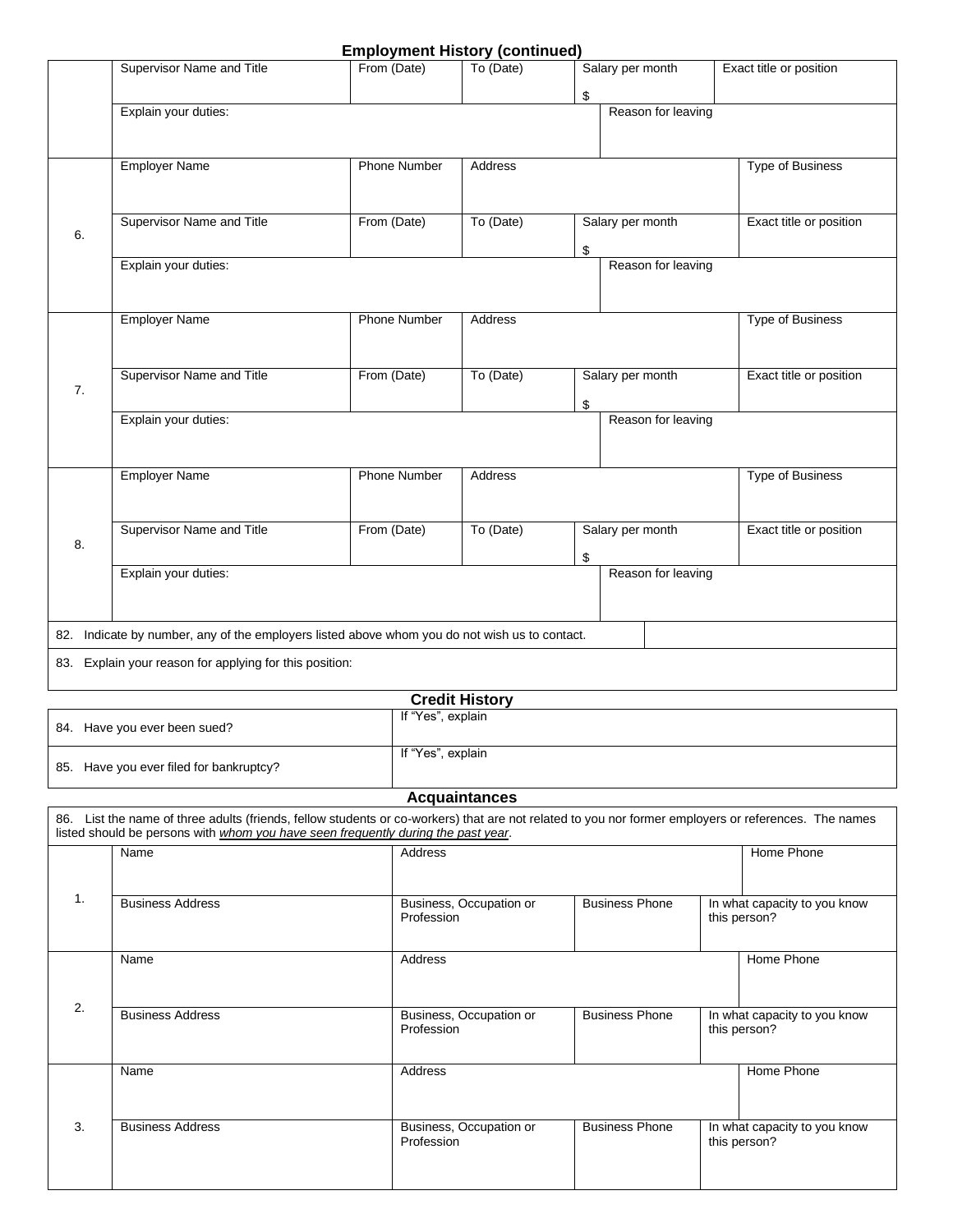## Employment History (continued)

| | | | | | |
|---|---|---|---|---|---|
| | Supervisor Name and Title | From (Date) | To (Date) | Salary per month<br>$ | Exact title or position |
| | Explain your duties: | | | Reason for leaving | |
| 6. | Employer Name | Phone Number | Address | | Type of Business |
| | Supervisor Name and Title | From (Date) | To (Date) | Salary per month<br>$ | Exact title or position |
| | Explain your duties: | | | Reason for leaving | |
| 7. | Employer Name | Phone Number | Address | | Type of Business |
| | Supervisor Name and Title | From (Date) | To (Date) | Salary per month<br>$ | Exact title or position |
| | Explain your duties: | | | Reason for leaving | |
| 8. | Employer Name | Phone Number | Address | | Type of Business |
| | Supervisor Name and Title | From (Date) | To (Date) | Salary per month<br>$ | Exact title or position |
| | Explain your duties: | | | Reason for leaving | |

| | |
|---|---|
| 82. Indicate by number, any of the employers listed above whom you do not wish us to contact. | |
| 83. Explain your reason for applying for this position: | |

## Credit History

| | |
|---|---|
| 84. Have you ever been sued? | If "Yes", explain |
| 85. Have you ever filed for bankruptcy? | If "Yes", explain |

## Acquaintances

86. List the name of three adults (friends, fellow students or co-workers) that are not related to you nor former employers or references. The names listed should be persons with *whom you have seen frequently during the past year*.

| | | | | |
|---|---|---|---|---|
| 1. | Name | Address | | Home Phone |
| | Business Address | Business, Occupation or Profession | Business Phone | In what capacity to you know this person? |
| 2. | Name | Address | | Home Phone |
| | Business Address | Business, Occupation or Profession | Business Phone | In what capacity to you know this person? |
| 3. | Name | Address | | Home Phone |
| | Business Address | Business, Occupation or Profession | Business Phone | In what capacity to you know this person? |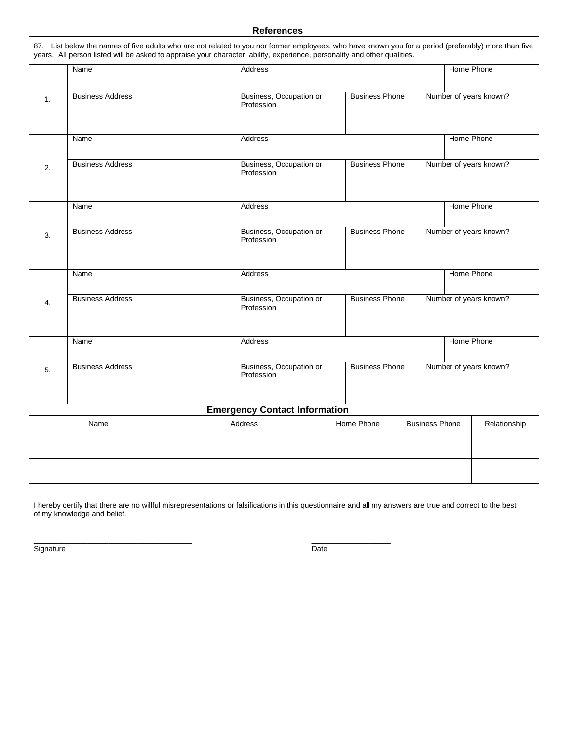## References

87. List below the names of five adults who are not related to you nor former employees, who have known you for a period (preferably) more than five years. All person listed will be asked to appraise your character, ability, experience, personality and other qualities.

| | Name | Address | | Home Phone |
|---|---|---|---|---|
| 1. | Business Address | Business, Occupation or Profession | Business Phone | Number of years known? |
| | Name | Address | | Home Phone |
| 2. | Business Address | Business, Occupation or Profession | Business Phone | Number of years known? |
| | Name | Address | | Home Phone |
| 3. | Business Address | Business, Occupation or Profession | Business Phone | Number of years known? |
| | Name | Address | | Home Phone |
| 4. | Business Address | Business, Occupation or Profession | Business Phone | Number of years known? |
| | Name | Address | | Home Phone |
| 5. | Business Address | Business, Occupation or Profession | Business Phone | Number of years known? |

## Emergency Contact Information

| Name | Address | Home Phone | Business Phone | Relationship |
|---|---|---|---|---|
| | | | | |
| | | | | |

I hereby certify that there are no willful misrepresentations or falsifications in this questionnaire and all my answers are true and correct to the best of my knowledge and belief.

_____________________________________ Signature

__________________ Date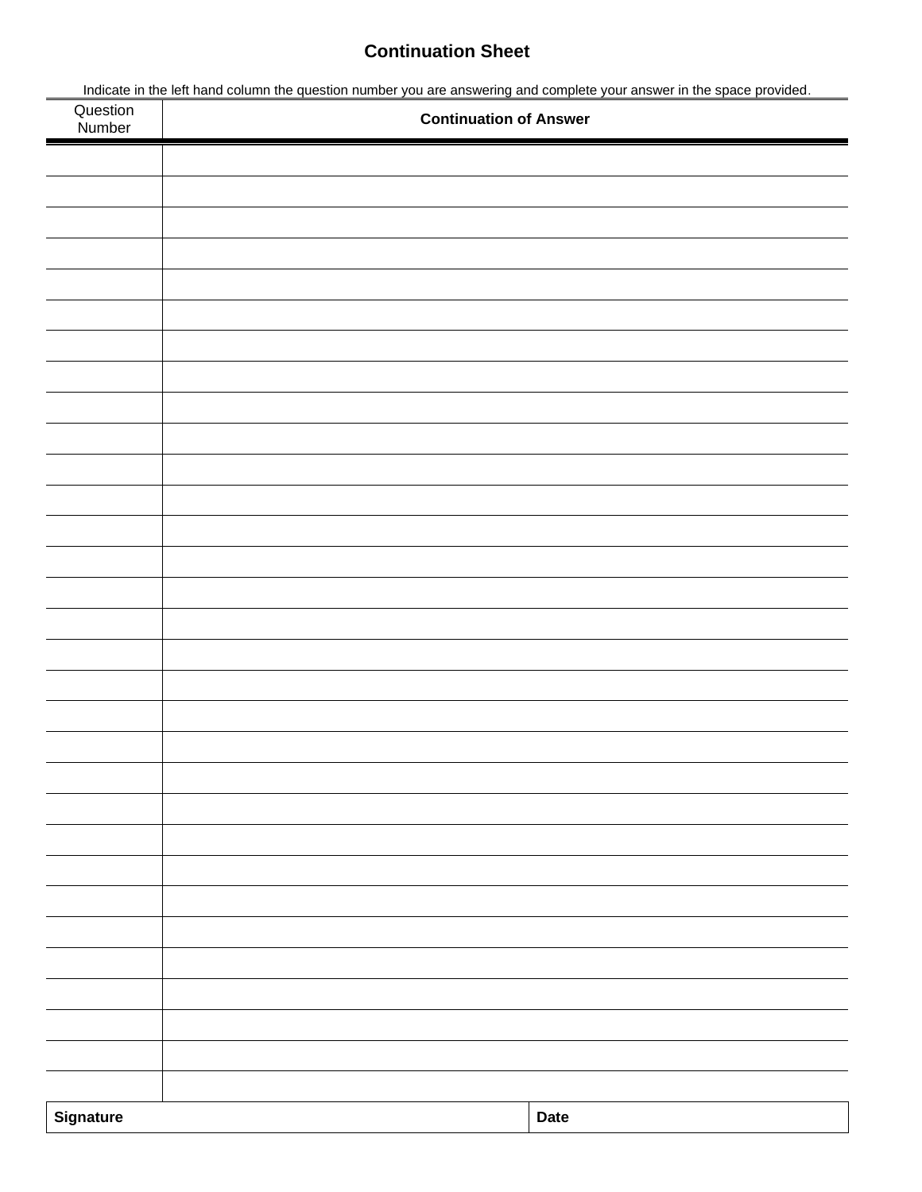# Continuation Sheet

Indicate in the left hand column the question number you are answering and complete your answer in the space provided.

| Question Number | Continuation of Answer |
|---|---|
| | |
| | |
| | |
| | |
| | |
| | |
| | |
| | |
| | |
| | |
| | |
| | |
| | |
| | |
| | |
| | |
| | |
| | |
| | |
| | |
| | |
| | |
| | |
| | |
| | |
| | |
| | |
| | |
| | |
| | |
| | |

| **Signature** | **Date** |
|---|---|